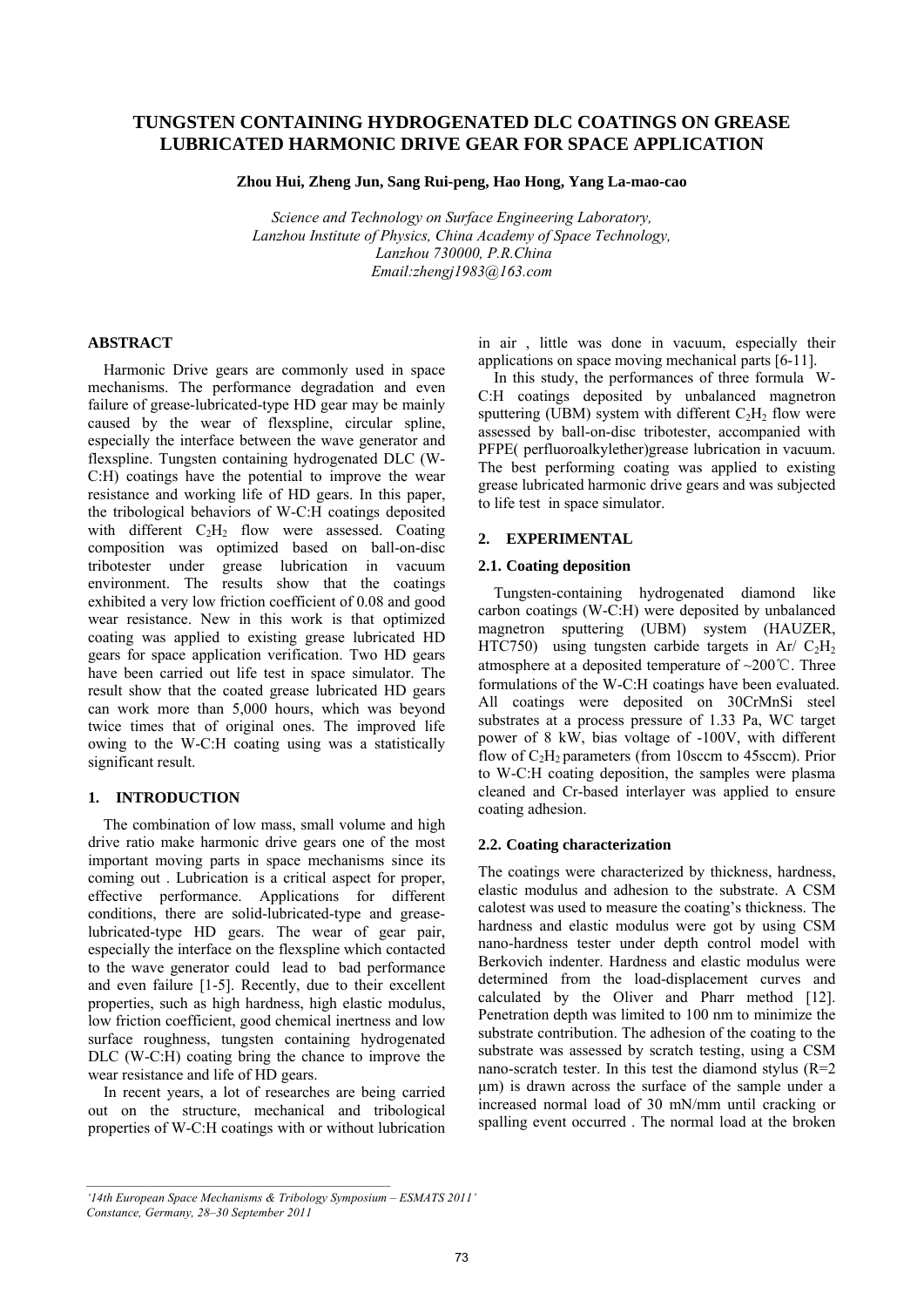# TUNGSTEN CONTAINING HYDROGENATED DLC COATINGS ON GREASE LUBRICATED HARMONIC DRIVE GEAR FOR SPACE APPLICATION

**Zhou Hui, Zheng Jun, Sang Rui-peng, Hao Hong, Yang La-mao-cao**

*Science and Technology on Surface Engineering Laboratory,*
*Lanzhou Institute of Physics, China Academy of Space Technology,*
*Lanzhou 730000, P.R.China*
*Email:zhengj1983@163.com*

## ABSTRACT

Harmonic Drive gears are commonly used in space mechanisms. The performance degradation and even failure of grease-lubricated-type HD gear may be mainly caused by the wear of flexspline, circular spline, especially the interface between the wave generator and flexspline. Tungsten containing hydrogenated DLC (W-C:H) coatings have the potential to improve the wear resistance and working life of HD gears. In this paper, the tribological behaviors of W-C:H coatings deposited with different $C_2H_2$ flow were assessed. Coating composition was optimized based on ball-on-disc tribotester under grease lubrication in vacuum environment. The results show that the coatings exhibited a very low friction coefficient of 0.08 and good wear resistance. New in this work is that optimized coating was applied to existing grease lubricated HD gears for space application verification. Two HD gears have been carried out life test in space simulator. The result show that the coated grease lubricated HD gears can work more than 5,000 hours, which was beyond twice times that of original ones. The improved life owing to the W-C:H coating using was a statistically significant result.

## 1. INTRODUCTION

The combination of low mass, small volume and high drive ratio make harmonic drive gears one of the most important moving parts in space mechanisms since its coming out . Lubrication is a critical aspect for proper, effective performance. Applications for different conditions, there are solid-lubricated-type and grease-lubricated-type HD gears. The wear of gear pair, especially the interface on the flexspline which contacted to the wave generator could lead to bad performance and even failure [1-5]. Recently, due to their excellent properties, such as high hardness, high elastic modulus, low friction coefficient, good chemical inertness and low surface roughness, tungsten containing hydrogenated DLC (W-C:H) coating bring the chance to improve the wear resistance and life of HD gears.

In recent years, a lot of researches are being carried out on the structure, mechanical and tribological properties of W-C:H coatings with or without lubrication in air , little was done in vacuum, especially their applications on space moving mechanical parts [6-11].

In this study, the performances of three formula W-C:H coatings deposited by unbalanced magnetron sputtering (UBM) system with different $C_2H_2$ flow were assessed by ball-on-disc tribotester, accompanied with PFPE( perfluoroalkylether)grease lubrication in vacuum. The best performing coating was applied to existing grease lubricated harmonic drive gears and was subjected to life test in space simulator.

## 2. EXPERIMENTAL

### 2.1. Coating deposition

Tungsten-containing hydrogenated diamond like carbon coatings (W-C:H) were deposited by unbalanced magnetron sputtering (UBM) system (HAUZER, HTC750) using tungsten carbide targets in Ar/ $C_2H_2$ atmosphere at a deposited temperature of ~200℃. Three formulations of the W-C:H coatings have been evaluated. All coatings were deposited on 30CrMnSi steel substrates at a process pressure of 1.33 Pa, WC target power of 8 kW, bias voltage of -100V, with different flow of $C_2H_2$ parameters (from 10sccm to 45sccm). Prior to W-C:H coating deposition, the samples were plasma cleaned and Cr-based interlayer was applied to ensure coating adhesion.

### 2.2. Coating characterization

The coatings were characterized by thickness, hardness, elastic modulus and adhesion to the substrate. A CSM calotest was used to measure the coating's thickness. The hardness and elastic modulus were got by using CSM nano-hardness tester under depth control model with Berkovich indenter. Hardness and elastic modulus were determined from the load-displacement curves and calculated by the Oliver and Pharr method [12]. Penetration depth was limited to 100 nm to minimize the substrate contribution. The adhesion of the coating to the substrate was assessed by scratch testing, using a CSM nano-scratch tester. In this test the diamond stylus (R=2 μm) is drawn across the surface of the sample under a increased normal load of 30 mN/mm until cracking or spalling event occurred . The normal load at the broken

---

*'14th European Space Mechanisms & Tribology Symposium – ESMATS 2011'*
*Constance, Germany, 28–30 September 2011*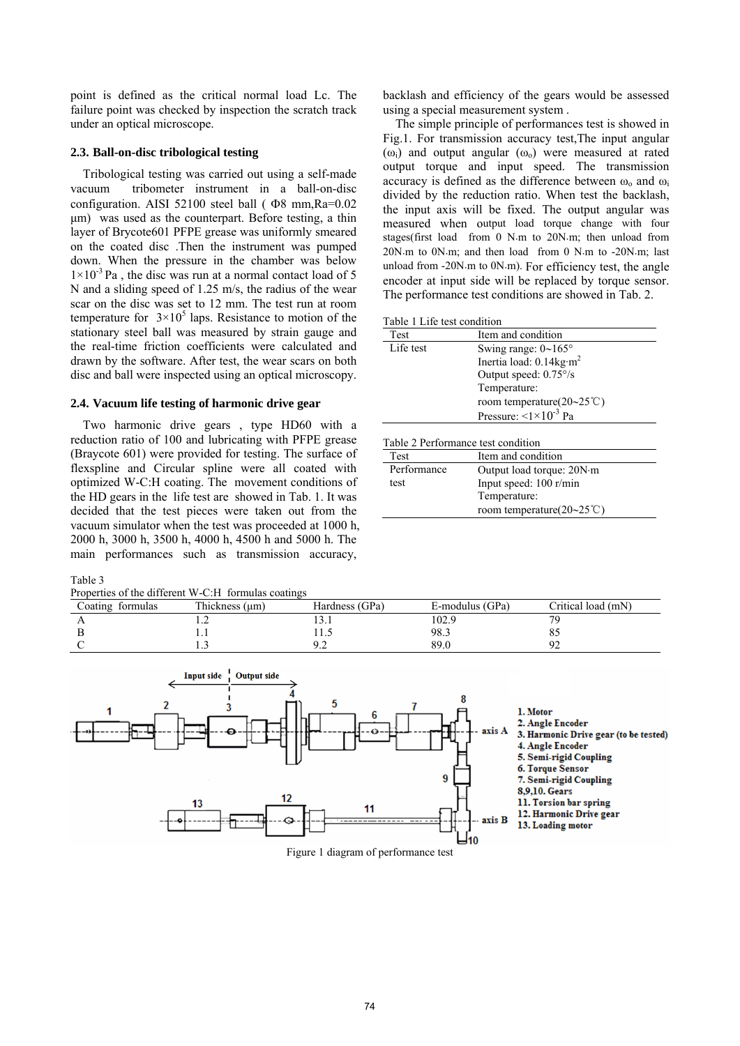point is defined as the critical normal load Lc. The failure point was checked by inspection the scratch track under an optical microscope.

### 2.3. Ball-on-disc tribological testing

Tribological testing was carried out using a self-made vacuum tribometer instrument in a ball-on-disc configuration. AISI 52100 steel ball ( Φ8 mm,Ra=0.02 μm) was used as the counterpart. Before testing, a thin layer of Brycote601 PFPE grease was uniformly smeared on the coated disc .Then the instrument was pumped down. When the pressure in the chamber was below $1\times10^{-3}$ Pa , the disc was run at a normal contact load of 5 N and a sliding speed of 1.25 m/s, the radius of the wear scar on the disc was set to 12 mm. The test run at room temperature for $3\times10^{5}$ laps. Resistance to motion of the stationary steel ball was measured by strain gauge and the real-time friction coefficients were calculated and drawn by the software. After test, the wear scars on both disc and ball were inspected using an optical microscopy.

### 2.4. Vacuum life testing of harmonic drive gear

Two harmonic drive gears , type HD60 with a reduction ratio of 100 and lubricating with PFPE grease (Braycote 601) were provided for testing. The surface of flexspline and Circular spline were all coated with optimized W-C:H coating. The movement conditions of the HD gears in the life test are showed in Tab. 1. It was decided that the test pieces were taken out from the vacuum simulator when the test was proceeded at 1000 h, 2000 h, 3000 h, 3500 h, 4000 h, 4500 h and 5000 h. The main performances such as transmission accuracy, backlash and efficiency of the gears would be assessed using a special measurement system .

The simple principle of performances test is showed in Fig.1. For transmission accuracy test,The input angular ($\omega_i$) and output angular ($\omega_o$) were measured at rated output torque and input speed. The transmission accuracy is defined as the difference between $\omega_o$ and $\omega_i$ divided by the reduction ratio. When test the backlash, the input axis will be fixed. The output angular was measured when output load torque change with four stages(first load from 0 N.m to 20N.m; then unload from 20N.m to 0N.m; and then load from 0 N.m to -20N.m; last unload from -20N.m to 0N.m). For efficiency test, the angle encoder at input side will be replaced by torque sensor. The performance test conditions are showed in Tab. 2.

Table 1 Life test condition

| Test | Item and condition |
|---|---|
| Life test | Swing range: 0~165° |
| | Inertia load: 0.14kg·m$^2$ |
| | Output speed: 0.75°/s |
| | Temperature: |
| | room temperature(20~25℃) |
| | Pressure: $<1\times10^{-3}$ Pa |

Table 2 Performance test condition

| Test | Item and condition |
|---|---|
| Performance test | Output load torque: 20N·m |
| | Input speed: 100 r/min |
| | Temperature: |
| | room temperature(20~25℃) |

Table 3
Properties of the different W-C:H formulas coatings

| Coating formulas | Thickness (μm) | Hardness (GPa) | E-modulus (GPa) | Critical load (mN) |
|---|---|---|---|---|
| A | 1.2 | 13.1 | 102.9 | 79 |
| B | 1.1 | 11.5 | 98.3 | 85 |
| C | 1.3 | 9.2 | 89.0 | 92 |

Input side | Output side

axis A, axis B

1. Motor
2. Angle Encoder
3. Harmonic Drive gear (to be tested)
4. Angle Encoder
5. Semi-rigid Coupling
6. Torque Sensor
7. Semi-rigid Coupling
8,9,10. Gears
11. Torsion bar spring
12. Harmonic Drive gear
13. Loading motor

Figure 1 diagram of performance test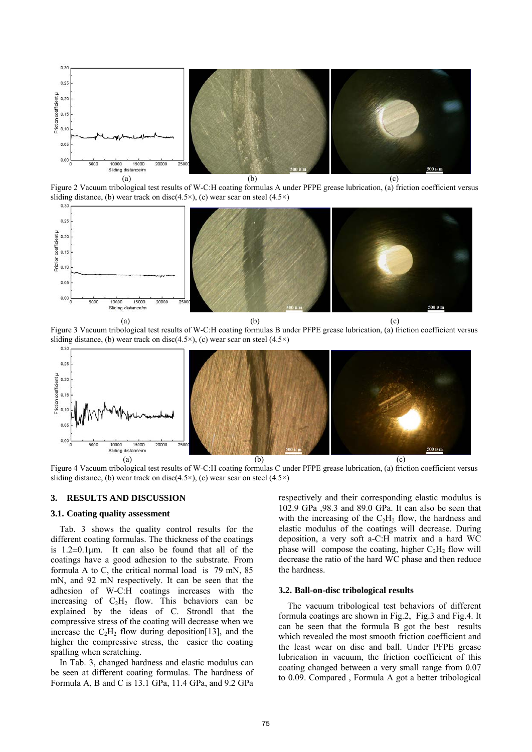(a) (b) (c)

Figure 2 Vacuum tribological test results of W-C:H coating formulas A under PFPE grease lubrication, (a) friction coefficient versus sliding distance, (b) wear track on disc(4.5×), (c) wear scar on steel (4.5×)

(a) (b) (c)

Figure 3 Vacuum tribological test results of W-C:H coating formulas B under PFPE grease lubrication, (a) friction coefficient versus sliding distance, (b) wear track on disc(4.5×), (c) wear scar on steel (4.5×)

(a) (b) (c)

Figure 4 Vacuum tribological test results of W-C:H coating formulas C under PFPE grease lubrication, (a) friction coefficient versus sliding distance, (b) wear track on disc(4.5×), (c) wear scar on steel (4.5×)

## 3. RESULTS AND DISCUSSION

### 3.1. Coating quality assessment

Tab. 3 shows the quality control results for the different coating formulas. The thickness of the coatings is 1.2±0.1μm. It can also be found that all of the coatings have a good adhesion to the substrate. From formula A to C, the critical normal load is 79 mN, 85 mN, and 92 mN respectively. It can be seen that the adhesion of W-C:H coatings increases with the increasing of $C_2H_2$ flow. This behaviors can be explained by the ideas of C. Strondl that the compressive stress of the coating will decrease when we increase the $C_2H_2$ flow during deposition[13], and the higher the compressive stress, the easier the coating spalling when scratching.

In Tab. 3, changed hardness and elastic modulus can be seen at different coating formulas. The hardness of Formula A, B and C is 13.1 GPa, 11.4 GPa, and 9.2 GPa respectively and their corresponding elastic modulus is 102.9 GPa ,98.3 and 89.0 GPa. It can also be seen that with the increasing of the $C_2H_2$ flow, the hardness and elastic modulus of the coatings will decrease. During deposition, a very soft a-C:H matrix and a hard WC phase will compose the coating, higher $C_2H_2$ flow will decrease the ratio of the hard WC phase and then reduce the hardness.

### 3.2. Ball-on-disc tribological results

The vacuum tribological test behaviors of different formula coatings are shown in Fig.2, Fig.3 and Fig.4. It can be seen that the formula B got the best results which revealed the most smooth friction coefficient and the least wear on disc and ball. Under PFPE grease lubrication in vacuum, the friction coefficient of this coating changed between a very small range from 0.07 to 0.09. Compared , Formula A got a better tribological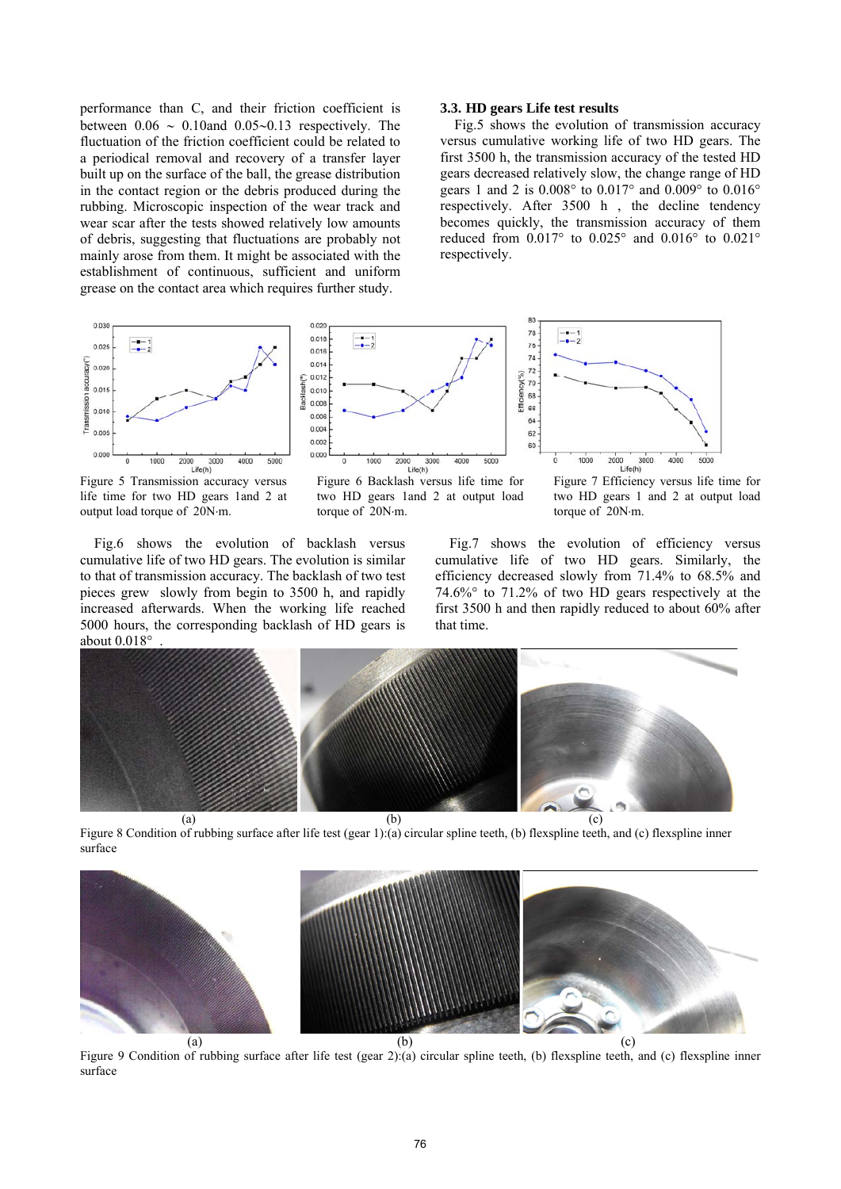performance than C, and their friction coefficient is between 0.06 ~ 0.10and 0.05~0.13 respectively. The fluctuation of the friction coefficient could be related to a periodical removal and recovery of a transfer layer built up on the surface of the ball, the grease distribution in the contact region or the debris produced during the rubbing. Microscopic inspection of the wear track and wear scar after the tests showed relatively low amounts of debris, suggesting that fluctuations are probably not mainly arose from them. It might be associated with the establishment of continuous, sufficient and uniform grease on the contact area which requires further study.

### 3.3. HD gears Life test results

Fig.5 shows the evolution of transmission accuracy versus cumulative working life of two HD gears. The first 3500 h, the transmission accuracy of the tested HD gears decreased relatively slow, the change range of HD gears 1 and 2 is 0.008° to 0.017° and 0.009° to 0.016° respectively. After 3500 h , the decline tendency becomes quickly, the transmission accuracy of them reduced from 0.017° to 0.025° and 0.016° to 0.021° respectively.

Figure 5 Transmission accuracy versus life time for two HD gears 1and 2 at output load torque of 20N·m.

Figure 6 Backlash versus life time for two HD gears 1and 2 at output load torque of 20N·m.

Figure 7 Efficiency versus life time for two HD gears 1 and 2 at output load torque of 20N·m.

Fig.6 shows the evolution of backlash versus cumulative life of two HD gears. The evolution is similar to that of transmission accuracy. The backlash of two test pieces grew slowly from begin to 3500 h, and rapidly increased afterwards. When the working life reached 5000 hours, the corresponding backlash of HD gears is about 0.018° .

Fig.7 shows the evolution of efficiency versus cumulative life of two HD gears. Similarly, the efficiency decreased slowly from 71.4% to 68.5% and 74.6%° to 71.2% of two HD gears respectively at the first 3500 h and then rapidly reduced to about 60% after that time.

Figure 8 Condition of rubbing surface after life test (gear 1):(a) circular spline teeth, (b) flexspline teeth, and (c) flexspline inner surface

Figure 9 Condition of rubbing surface after life test (gear 2):(a) circular spline teeth, (b) flexspline teeth, and (c) flexspline inner surface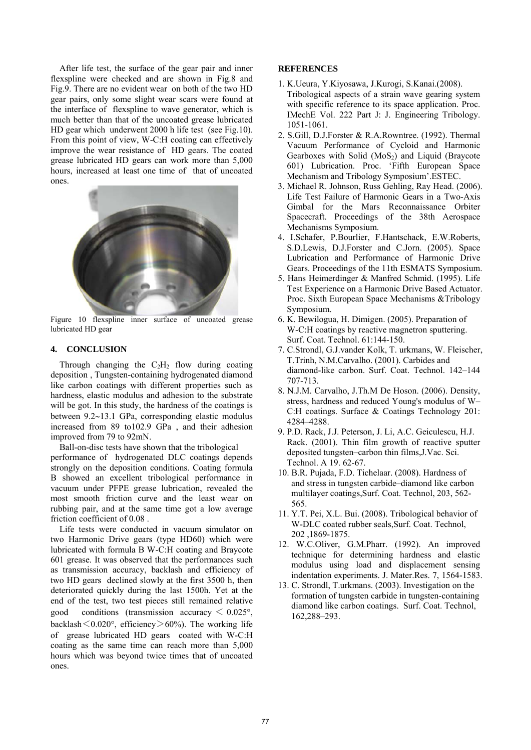After life test, the surface of the gear pair and inner flexspline were checked and are shown in Fig.8 and Fig.9. There are no evident wear on both of the two HD gear pairs, only some slight wear scars were found at the interface of flexspline to wave generator, which is much better than that of the uncoated grease lubricated HD gear which underwent 2000 h life test (see Fig.10). From this point of view, W-C:H coating can effectively improve the wear resistance of HD gears. The coated grease lubricated HD gears can work more than 5,000 hours, increased at least one time of that of uncoated ones.

Figure 10 flexspline inner surface of uncoated grease lubricated HD gear

## 4. CONCLUSION

Through changing the $C_2H_2$ flow during coating deposition , Tungsten-containing hydrogenated diamond like carbon coatings with different properties such as hardness, elastic modulus and adhesion to the substrate will be got. In this study, the hardness of the coatings is between 9.2~13.1 GPa, corresponding elastic modulus increased from 89 to102.9 GPa , and their adhesion improved from 79 to 92mN.

Ball-on-disc tests have shown that the tribological performance of hydrogenated DLC coatings depends strongly on the deposition conditions. Coating formula B showed an excellent tribological performance in vacuum under PFPE grease lubrication, revealed the most smooth friction curve and the least wear on rubbing pair, and at the same time got a low average friction coefficient of 0.08 .

Life tests were conducted in vacuum simulator on two Harmonic Drive gears (type HD60) which were lubricated with formula B W-C:H coating and Braycote 601 grease. It was observed that the performances such as transmission accuracy, backlash and efficiency of two HD gears declined slowly at the first 3500 h, then deteriorated quickly during the last 1500h. Yet at the end of the test, two test pieces still remained relative good conditions (transmission accuracy $<$ 0.025°, backlash$<$0.020°, efficiency$>$60%). The working life of grease lubricated HD gears coated with W-C:H coating as the same time can reach more than 5,000 hours which was beyond twice times that of uncoated ones.

## REFERENCES

1. K.Ueura, Y.Kiyosawa, J.Kurogi, S.Kanai.(2008). Tribological aspects of a strain wave gearing system with specific reference to its space application. Proc. IMechE Vol. 222 Part J: J. Engineering Tribology. 1051-1061.
2. S.Gill, D.J.Forster & R.A.Rowntree. (1992). Thermal Vacuum Performance of Cycloid and Harmonic Gearboxes with Solid ($MoS_2$) and Liquid (Braycote 601) Lubrication. Proc. 'Fifth European Space Mechanism and Tribology Symposium'.ESTEC.
3. Michael R. Johnson, Russ Gehling, Ray Head. (2006). Life Test Failure of Harmonic Gears in a Two-Axis Gimbal for the Mars Reconnaissance Orbiter Spacecraft. Proceedings of the 38th Aerospace Mechanisms Symposium.
4. I.Schafer, P.Bourlier, F.Hantschack, E.W.Roberts, S.D.Lewis, D.J.Forster and C.Jorn. (2005). Space Lubrication and Performance of Harmonic Drive Gears. Proceedings of the 11th ESMATS Symposium.
5. Hans Heimerdinger & Manfred Schmid. (1995). Life Test Experience on a Harmonic Drive Based Actuator. Proc. Sixth European Space Mechanisms &Tribology Symposium.
6. K. Bewilogua, H. Dimigen. (2005). Preparation of W-C:H coatings by reactive magnetron sputtering. Surf. Coat. Technol. 61:144-150.
7. C.Strondl, G.J.vander Kolk, T. urkmans, W. Fleischer, T.Trinh, N.M.Carvalho. (2001). Carbides and diamond-like carbon. Surf. Coat. Technol. 142–144 707-713.
8. N.J.M. Carvalho, J.Th.M De Hoson. (2006). Density, stress, hardness and reduced Young's modulus of W–C:H coatings. Surface & Coatings Technology 201: 4284–4288.
9. P.D. Rack, J.J. Peterson, J. Li, A.C. Geiculescu, H.J. Rack. (2001). Thin film growth of reactive sputter deposited tungsten–carbon thin films,J.Vac. Sci. Technol. A 19. 62-67.
10. B.R. Pujada, F.D. Tichelaar. (2008). Hardness of and stress in tungsten carbide–diamond like carbon multilayer coatings,Surf. Coat. Technol, 203, 562-565.
11. Y.T. Pei, X.L. Bui. (2008). Tribological behavior of W-DLC coated rubber seals,Surf. Coat. Technol, 202 ,1869-1875.
12. W.C.Oliver, G.M.Pharr. (1992). An improved technique for determining hardness and elastic modulus using load and displacement sensing indentation experiments. J. Mater.Res. 7, 1564-1583.
13. C. Strondl, T.urkmans. (2003). Investigation on the formation of tungsten carbide in tungsten-containing diamond like carbon coatings. Surf. Coat. Technol, 162,288–293.